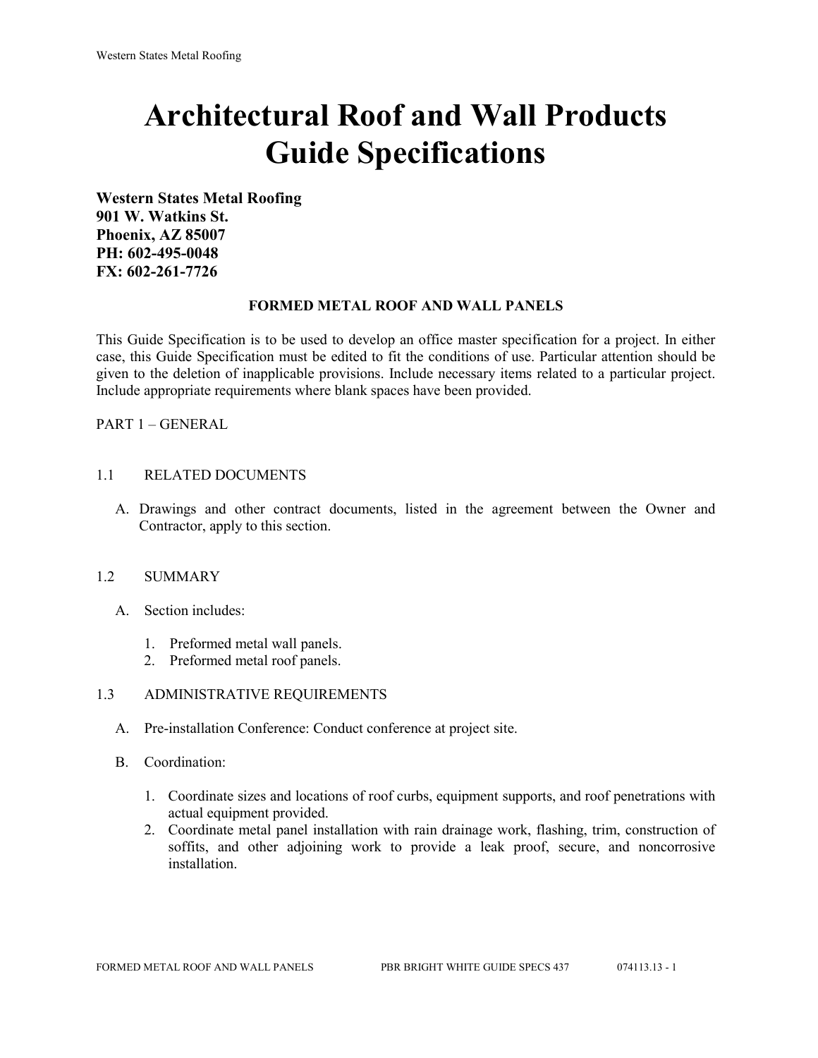# Architectural Roof and Wall Products Guide Specifications

**Western States Metal Roofing**
**901 W. Watkins St.**
**Phoenix, AZ 85007**
**PH: 602-495-0048**
**FX: 602-261-7726**

**FORMED METAL ROOF AND WALL PANELS**

This Guide Specification is to be used to develop an office master specification for a project. In either case, this Guide Specification must be edited to fit the conditions of use. Particular attention should be given to the deletion of inapplicable provisions. Include necessary items related to a particular project. Include appropriate requirements where blank spaces have been provided.

PART 1 – GENERAL

1.1 RELATED DOCUMENTS

A. Drawings and other contract documents, listed in the agreement between the Owner and Contractor, apply to this section.

1.2 SUMMARY

A. Section includes:

1. Preformed metal wall panels.
2. Preformed metal roof panels.

1.3 ADMINISTRATIVE REQUIREMENTS

A. Pre-installation Conference: Conduct conference at project site.

B. Coordination:

1. Coordinate sizes and locations of roof curbs, equipment supports, and roof penetrations with actual equipment provided.
2. Coordinate metal panel installation with rain drainage work, flashing, trim, construction of soffits, and other adjoining work to provide a leak proof, secure, and noncorrosive installation.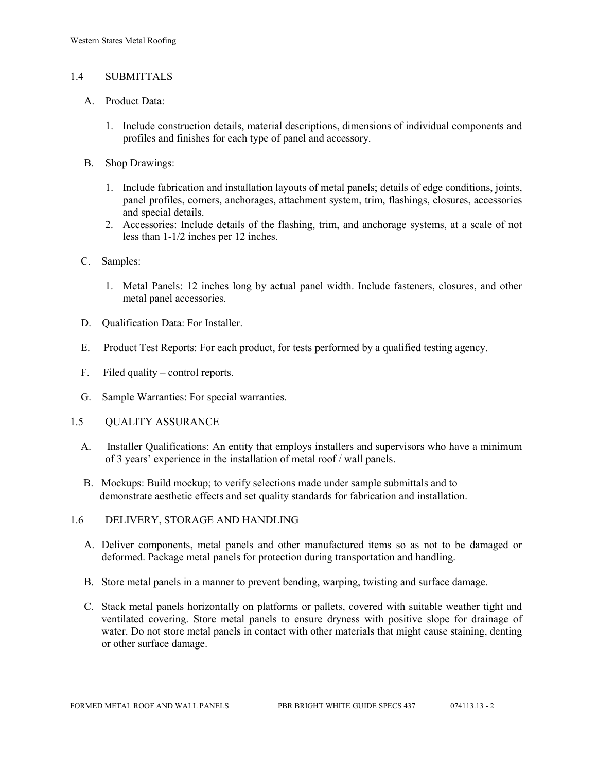## 1.4 SUBMITTALS

A. Product Data:

1. Include construction details, material descriptions, dimensions of individual components and profiles and finishes for each type of panel and accessory.

B. Shop Drawings:

1. Include fabrication and installation layouts of metal panels; details of edge conditions, joints, panel profiles, corners, anchorages, attachment system, trim, flashings, closures, accessories and special details.
2. Accessories: Include details of the flashing, trim, and anchorage systems, at a scale of not less than 1-1/2 inches per 12 inches.

C. Samples:

1. Metal Panels: 12 inches long by actual panel width. Include fasteners, closures, and other metal panel accessories.

D. Qualification Data: For Installer.

E. Product Test Reports: For each product, for tests performed by a qualified testing agency.

F. Filed quality – control reports.

G. Sample Warranties: For special warranties.

## 1.5 QUALITY ASSURANCE

A. Installer Qualifications: An entity that employs installers and supervisors who have a minimum of 3 years' experience in the installation of metal roof / wall panels.

B. Mockups: Build mockup; to verify selections made under sample submittals and to demonstrate aesthetic effects and set quality standards for fabrication and installation.

## 1.6 DELIVERY, STORAGE AND HANDLING

A. Deliver components, metal panels and other manufactured items so as not to be damaged or deformed. Package metal panels for protection during transportation and handling.

B. Store metal panels in a manner to prevent bending, warping, twisting and surface damage.

C. Stack metal panels horizontally on platforms or pallets, covered with suitable weather tight and ventilated covering. Store metal panels to ensure dryness with positive slope for drainage of water. Do not store metal panels in contact with other materials that might cause staining, denting or other surface damage.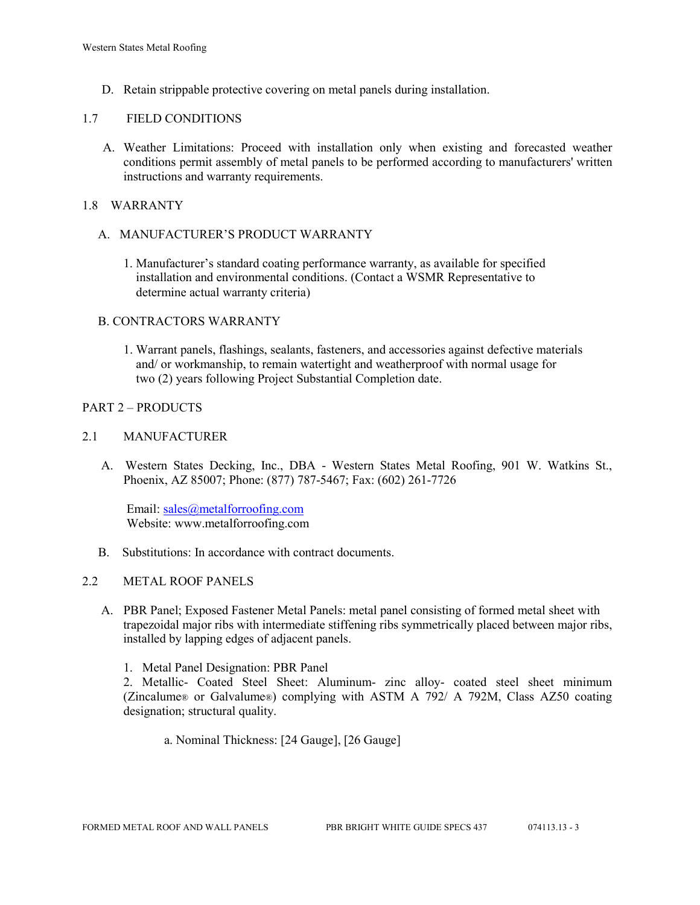D. Retain strippable protective covering on metal panels during installation.

## 1.7 FIELD CONDITIONS

A. Weather Limitations: Proceed with installation only when existing and forecasted weather conditions permit assembly of metal panels to be performed according to manufacturers' written instructions and warranty requirements.

## 1.8 WARRANTY

A. MANUFACTURER'S PRODUCT WARRANTY

1. Manufacturer's standard coating performance warranty, as available for specified installation and environmental conditions. (Contact a WSMR Representative to determine actual warranty criteria)

B. CONTRACTORS WARRANTY

1. Warrant panels, flashings, sealants, fasteners, and accessories against defective materials and/ or workmanship, to remain watertight and weatherproof with normal usage for two (2) years following Project Substantial Completion date.

# PART 2 – PRODUCTS

## 2.1 MANUFACTURER

A. Western States Decking, Inc., DBA - Western States Metal Roofing, 901 W. Watkins St., Phoenix, AZ 85007; Phone: (877) 787-5467; Fax: (602) 261-7726

Email: sales@metalforroofing.com
Website: www.metalforroofing.com

B. Substitutions: In accordance with contract documents.

## 2.2 METAL ROOF PANELS

A. PBR Panel; Exposed Fastener Metal Panels: metal panel consisting of formed metal sheet with trapezoidal major ribs with intermediate stiffening ribs symmetrically placed between major ribs, installed by lapping edges of adjacent panels.

1. Metal Panel Designation: PBR Panel
2. Metallic- Coated Steel Sheet: Aluminum- zinc alloy- coated steel sheet minimum (Zincalume® or Galvalume®) complying with ASTM A 792/ A 792M, Class AZ50 coating designation; structural quality.

a. Nominal Thickness: [24 Gauge], [26 Gauge]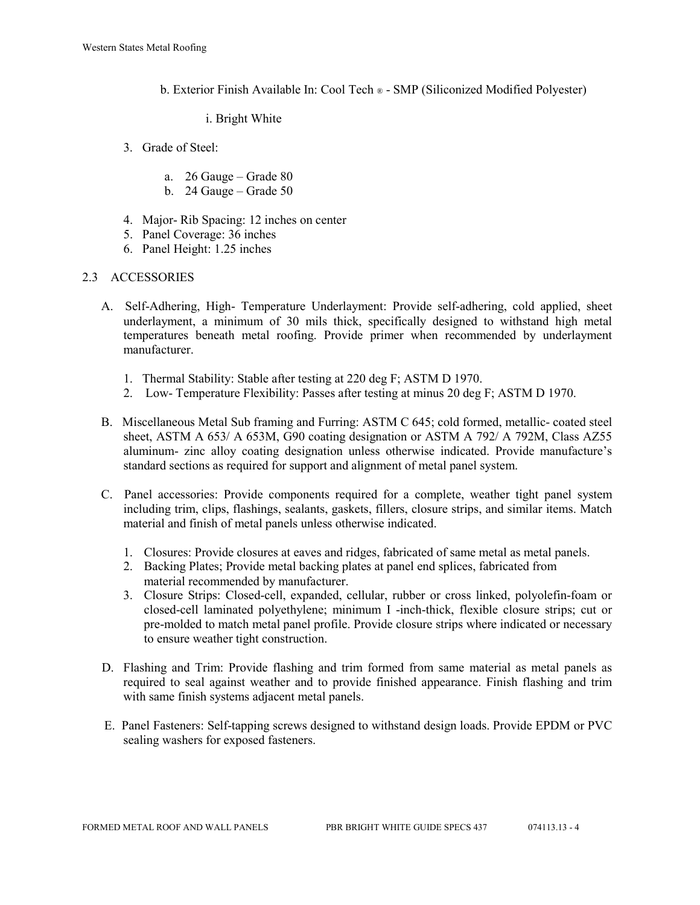b. Exterior Finish Available In: Cool Tech ® - SMP (Siliconized Modified Polyester)

i. Bright White

3. Grade of Steel:

   a. 26 Gauge – Grade 80
   b. 24 Gauge – Grade 50

4. Major- Rib Spacing: 12 inches on center
5. Panel Coverage: 36 inches
6. Panel Height: 1.25 inches

## 2.3 ACCESSORIES

A. Self-Adhering, High- Temperature Underlayment: Provide self-adhering, cold applied, sheet underlayment, a minimum of 30 mils thick, specifically designed to withstand high metal temperatures beneath metal roofing. Provide primer when recommended by underlayment manufacturer.

   1. Thermal Stability: Stable after testing at 220 deg F; ASTM D 1970.
   2. Low- Temperature Flexibility: Passes after testing at minus 20 deg F; ASTM D 1970.

B. Miscellaneous Metal Sub framing and Furring: ASTM C 645; cold formed, metallic- coated steel sheet, ASTM A 653/ A 653M, G90 coating designation or ASTM A 792/ A 792M, Class AZ55 aluminum- zinc alloy coating designation unless otherwise indicated. Provide manufacture's standard sections as required for support and alignment of metal panel system.

C. Panel accessories: Provide components required for a complete, weather tight panel system including trim, clips, flashings, sealants, gaskets, fillers, closure strips, and similar items. Match material and finish of metal panels unless otherwise indicated.

   1. Closures: Provide closures at eaves and ridges, fabricated of same metal as metal panels.
   2. Backing Plates; Provide metal backing plates at panel end splices, fabricated from material recommended by manufacturer.
   3. Closure Strips: Closed-cell, expanded, cellular, rubber or cross linked, polyolefin-foam or closed-cell laminated polyethylene; minimum I -inch-thick, flexible closure strips; cut or pre-molded to match metal panel profile. Provide closure strips where indicated or necessary to ensure weather tight construction.

D. Flashing and Trim: Provide flashing and trim formed from same material as metal panels as required to seal against weather and to provide finished appearance. Finish flashing and trim with same finish systems adjacent metal panels.

E. Panel Fasteners: Self-tapping screws designed to withstand design loads. Provide EPDM or PVC sealing washers for exposed fasteners.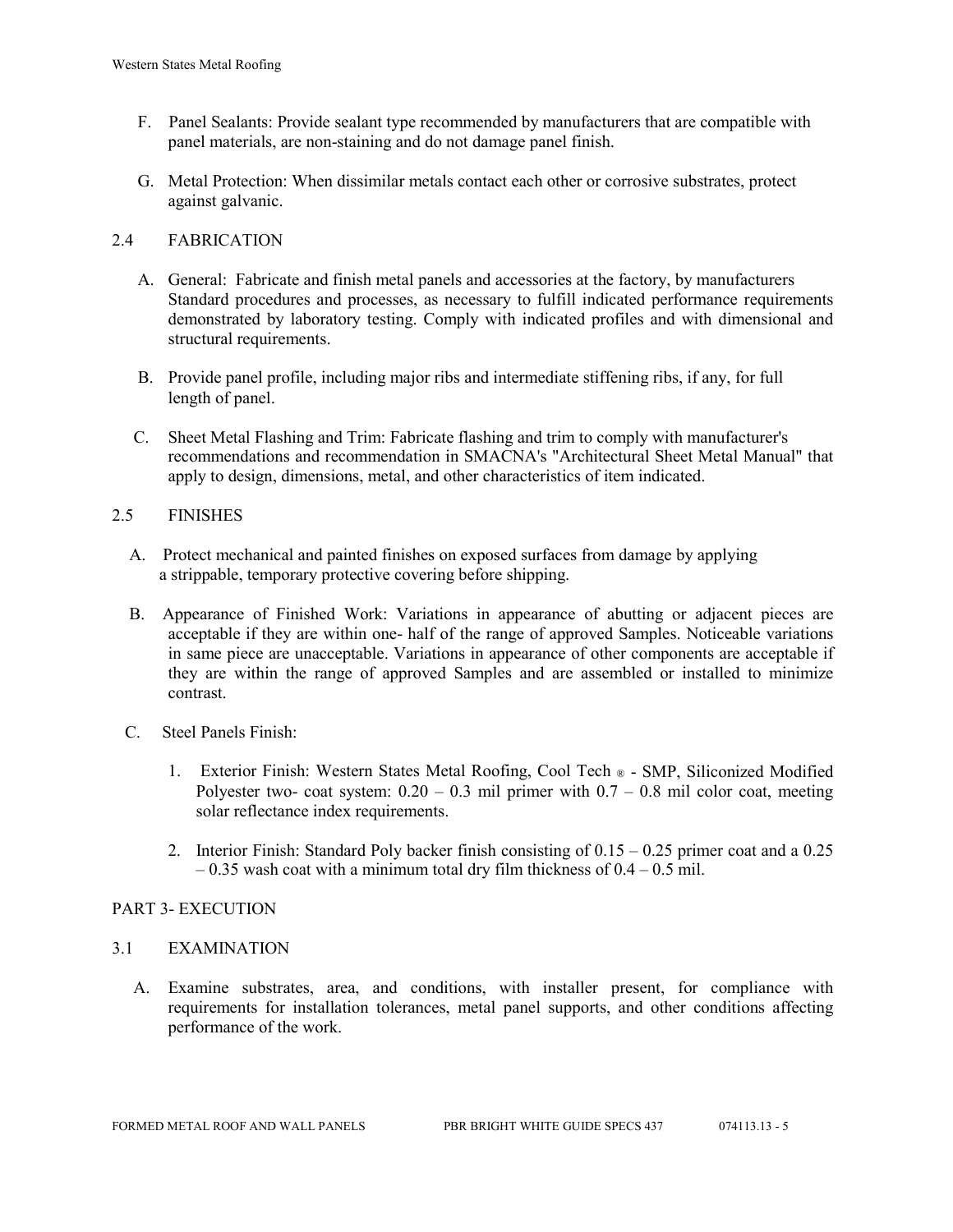F. Panel Sealants: Provide sealant type recommended by manufacturers that are compatible with panel materials, are non-staining and do not damage panel finish.

G. Metal Protection: When dissimilar metals contact each other or corrosive substrates, protect against galvanic.

## 2.4 FABRICATION

A. General: Fabricate and finish metal panels and accessories at the factory, by manufacturers Standard procedures and processes, as necessary to fulfill indicated performance requirements demonstrated by laboratory testing. Comply with indicated profiles and with dimensional and structural requirements.

B. Provide panel profile, including major ribs and intermediate stiffening ribs, if any, for full length of panel.

C. Sheet Metal Flashing and Trim: Fabricate flashing and trim to comply with manufacturer's recommendations and recommendation in SMACNA's "Architectural Sheet Metal Manual" that apply to design, dimensions, metal, and other characteristics of item indicated.

## 2.5 FINISHES

A. Protect mechanical and painted finishes on exposed surfaces from damage by applying a strippable, temporary protective covering before shipping.

B. Appearance of Finished Work: Variations in appearance of abutting or adjacent pieces are acceptable if they are within one- half of the range of approved Samples. Noticeable variations in same piece are unacceptable. Variations in appearance of other components are acceptable if they are within the range of approved Samples and are assembled or installed to minimize contrast.

C. Steel Panels Finish:

1. Exterior Finish: Western States Metal Roofing, Cool Tech ® - SMP, Siliconized Modified Polyester two- coat system: 0.20 – 0.3 mil primer with 0.7 – 0.8 mil color coat, meeting solar reflectance index requirements.

2. Interior Finish: Standard Poly backer finish consisting of 0.15 – 0.25 primer coat and a 0.25 – 0.35 wash coat with a minimum total dry film thickness of 0.4 – 0.5 mil.

# PART 3- EXECUTION

## 3.1 EXAMINATION

A. Examine substrates, area, and conditions, with installer present, for compliance with requirements for installation tolerances, metal panel supports, and other conditions affecting performance of the work.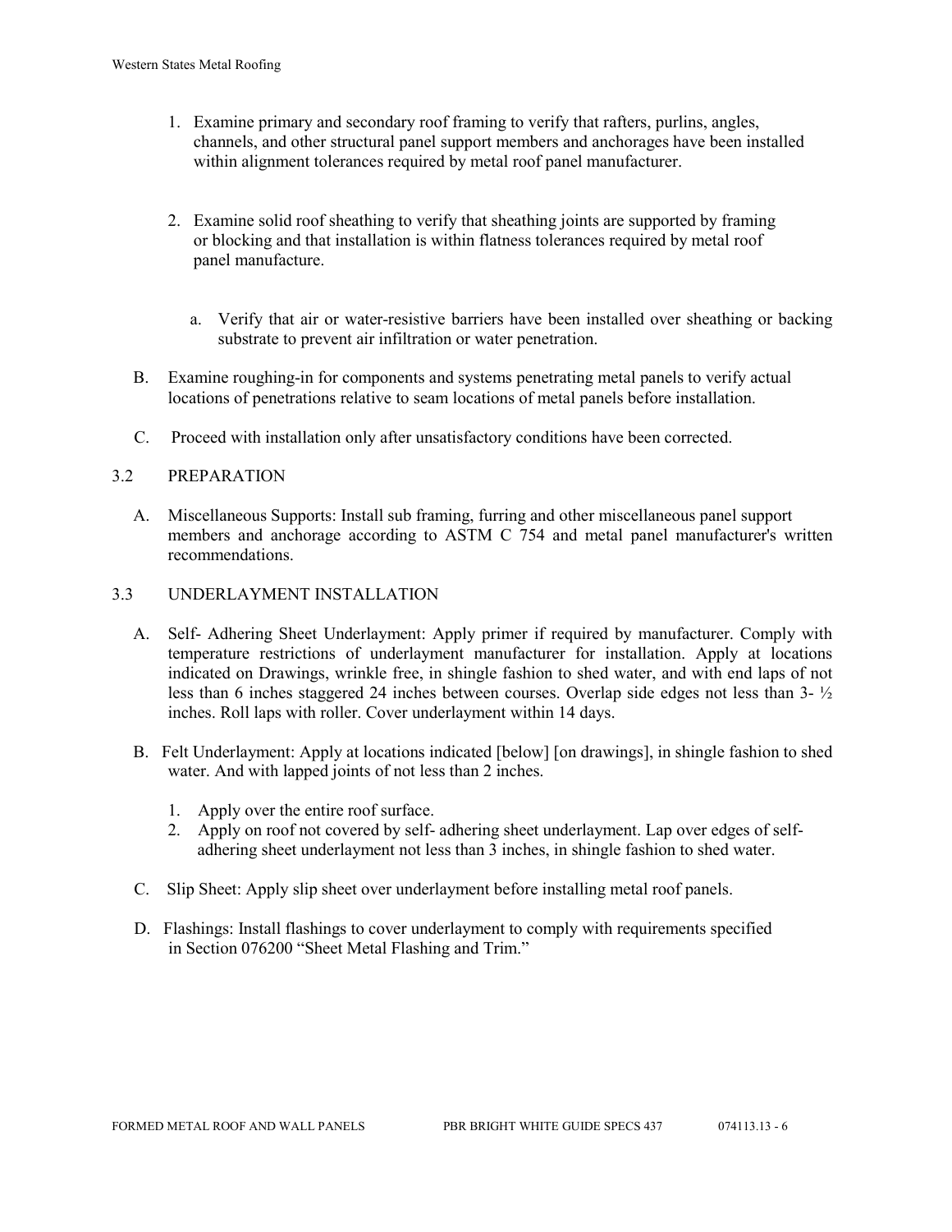1. Examine primary and secondary roof framing to verify that rafters, purlins, angles, channels, and other structural panel support members and anchorages have been installed within alignment tolerances required by metal roof panel manufacturer.

2. Examine solid roof sheathing to verify that sheathing joints are supported by framing or blocking and that installation is within flatness tolerances required by metal roof panel manufacture.

   a. Verify that air or water-resistive barriers have been installed over sheathing or backing substrate to prevent air infiltration or water penetration.

B. Examine roughing-in for components and systems penetrating metal panels to verify actual locations of penetrations relative to seam locations of metal panels before installation.

C. Proceed with installation only after unsatisfactory conditions have been corrected.

## 3.2 PREPARATION

A. Miscellaneous Supports: Install sub framing, furring and other miscellaneous panel support members and anchorage according to ASTM C 754 and metal panel manufacturer's written recommendations.

## 3.3 UNDERLAYMENT INSTALLATION

A. Self- Adhering Sheet Underlayment: Apply primer if required by manufacturer. Comply with temperature restrictions of underlayment manufacturer for installation. Apply at locations indicated on Drawings, wrinkle free, in shingle fashion to shed water, and with end laps of not less than 6 inches staggered 24 inches between courses. Overlap side edges not less than 3- ½ inches. Roll laps with roller. Cover underlayment within 14 days.

B. Felt Underlayment: Apply at locations indicated [below] [on drawings], in shingle fashion to shed water. And with lapped joints of not less than 2 inches.

   1. Apply over the entire roof surface.
   2. Apply on roof not covered by self- adhering sheet underlayment. Lap over edges of self- adhering sheet underlayment not less than 3 inches, in shingle fashion to shed water.

C. Slip Sheet: Apply slip sheet over underlayment before installing metal roof panels.

D. Flashings: Install flashings to cover underlayment to comply with requirements specified in Section 076200 "Sheet Metal Flashing and Trim."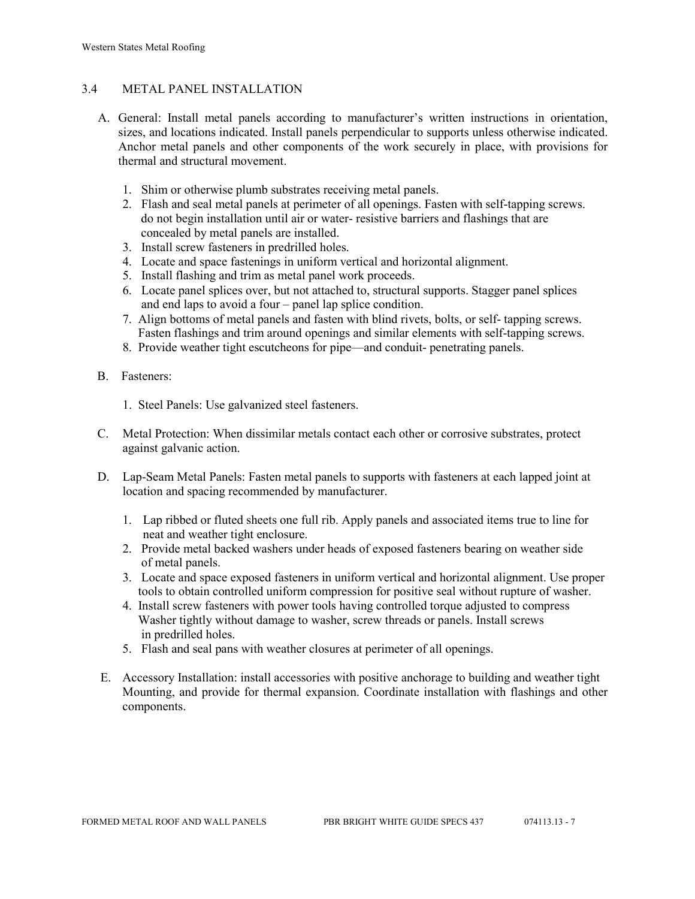## 3.4 METAL PANEL INSTALLATION

A. General: Install metal panels according to manufacturer's written instructions in orientation, sizes, and locations indicated. Install panels perpendicular to supports unless otherwise indicated. Anchor metal panels and other components of the work securely in place, with provisions for thermal and structural movement.

   1. Shim or otherwise plumb substrates receiving metal panels.
   2. Flash and seal metal panels at perimeter of all openings. Fasten with self-tapping screws. do not begin installation until air or water- resistive barriers and flashings that are concealed by metal panels are installed.
   3. Install screw fasteners in predrilled holes.
   4. Locate and space fastenings in uniform vertical and horizontal alignment.
   5. Install flashing and trim as metal panel work proceeds.
   6. Locate panel splices over, but not attached to, structural supports. Stagger panel splices and end laps to avoid a four – panel lap splice condition.
   7. Align bottoms of metal panels and fasten with blind rivets, bolts, or self- tapping screws. Fasten flashings and trim around openings and similar elements with self-tapping screws.
   8. Provide weather tight escutcheons for pipe—and conduit- penetrating panels.

B. Fasteners:

   1. Steel Panels: Use galvanized steel fasteners.

C. Metal Protection: When dissimilar metals contact each other or corrosive substrates, protect against galvanic action.

D. Lap-Seam Metal Panels: Fasten metal panels to supports with fasteners at each lapped joint at location and spacing recommended by manufacturer.

   1. Lap ribbed or fluted sheets one full rib. Apply panels and associated items true to line for neat and weather tight enclosure.
   2. Provide metal backed washers under heads of exposed fasteners bearing on weather side of metal panels.
   3. Locate and space exposed fasteners in uniform vertical and horizontal alignment. Use proper tools to obtain controlled uniform compression for positive seal without rupture of washer.
   4. Install screw fasteners with power tools having controlled torque adjusted to compress Washer tightly without damage to washer, screw threads or panels. Install screws in predrilled holes.
   5. Flash and seal pans with weather closures at perimeter of all openings.

E. Accessory Installation: install accessories with positive anchorage to building and weather tight Mounting, and provide for thermal expansion. Coordinate installation with flashings and other components.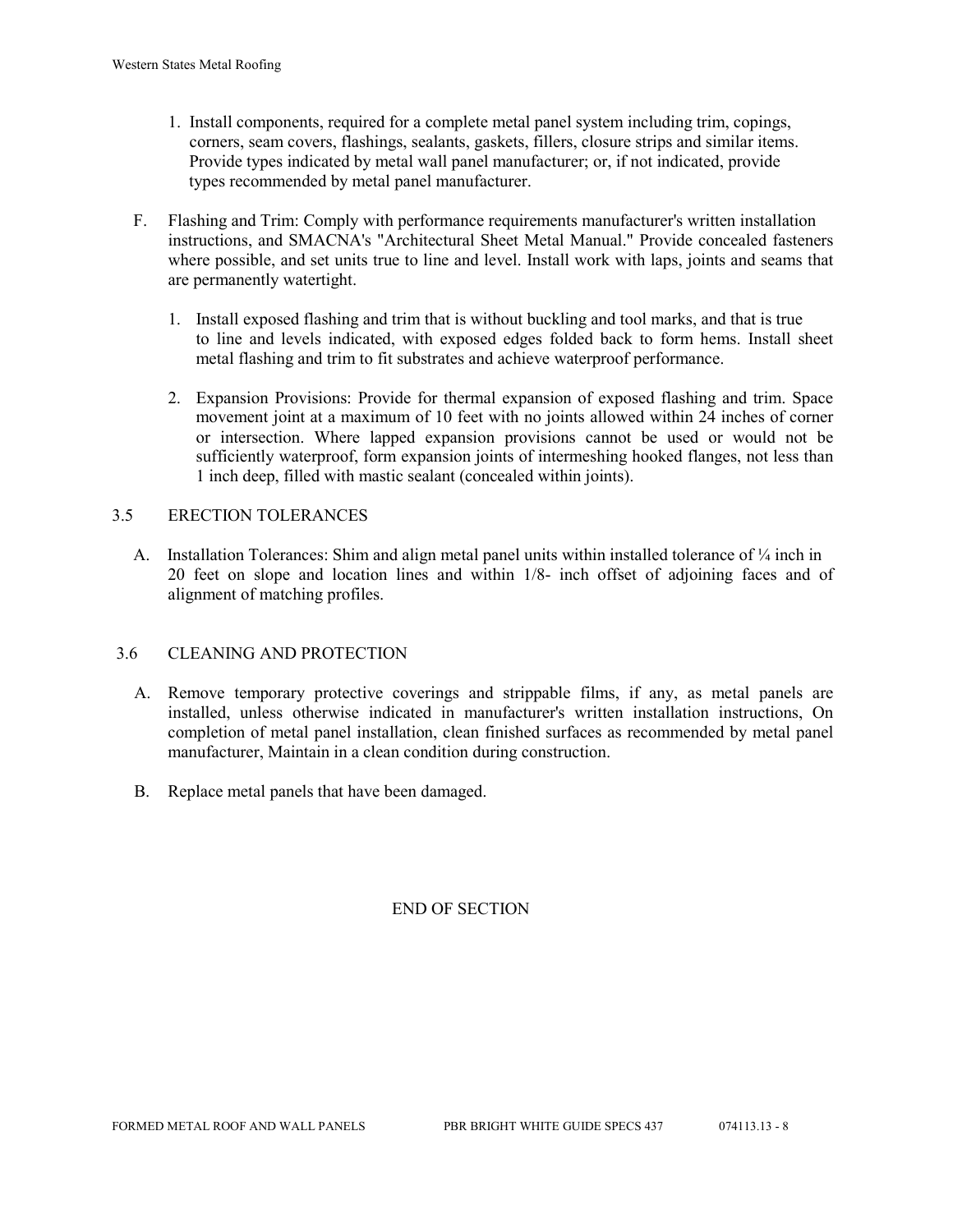1. Install components, required for a complete metal panel system including trim, copings, corners, seam covers, flashings, sealants, gaskets, fillers, closure strips and similar items. Provide types indicated by metal wall panel manufacturer; or, if not indicated, provide types recommended by metal panel manufacturer.

F. Flashing and Trim: Comply with performance requirements manufacturer's written installation instructions, and SMACNA's "Architectural Sheet Metal Manual." Provide concealed fasteners where possible, and set units true to line and level. Install work with laps, joints and seams that are permanently watertight.

1. Install exposed flashing and trim that is without buckling and tool marks, and that is true to line and levels indicated, with exposed edges folded back to form hems. Install sheet metal flashing and trim to fit substrates and achieve waterproof performance.

2. Expansion Provisions: Provide for thermal expansion of exposed flashing and trim. Space movement joint at a maximum of 10 feet with no joints allowed within 24 inches of corner or intersection. Where lapped expansion provisions cannot be used or would not be sufficiently waterproof, form expansion joints of intermeshing hooked flanges, not less than 1 inch deep, filled with mastic sealant (concealed within joints).

## 3.5 ERECTION TOLERANCES

A. Installation Tolerances: Shim and align metal panel units within installed tolerance of ¼ inch in 20 feet on slope and location lines and within 1/8- inch offset of adjoining faces and of alignment of matching profiles.

## 3.6 CLEANING AND PROTECTION

A. Remove temporary protective coverings and strippable films, if any, as metal panels are installed, unless otherwise indicated in manufacturer's written installation instructions, On completion of metal panel installation, clean finished surfaces as recommended by metal panel manufacturer, Maintain in a clean condition during construction.

B. Replace metal panels that have been damaged.

END OF SECTION